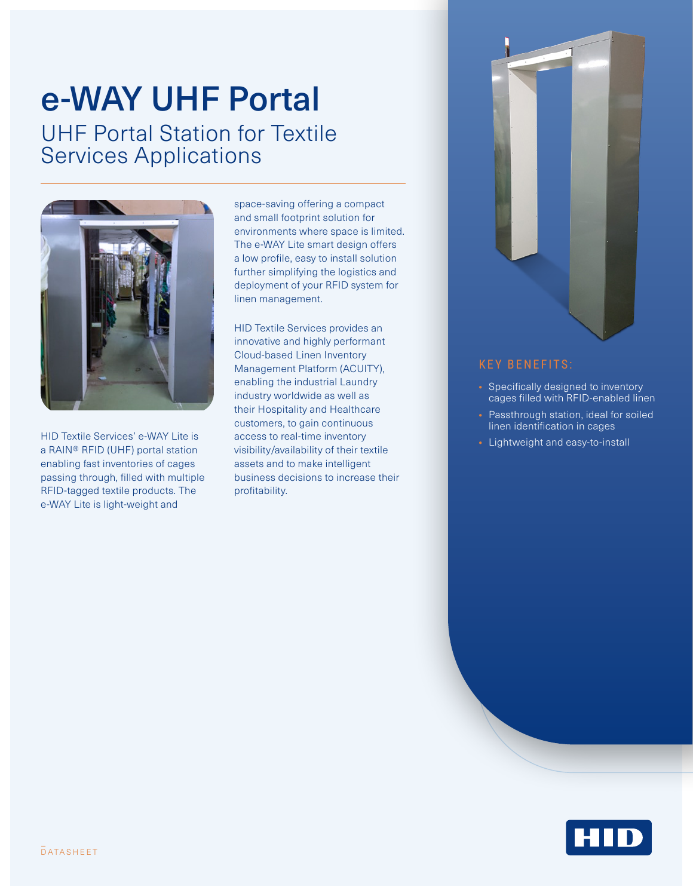# e-WAY UHF Portal

## UHF Portal Station for Textile Services Applications

HID Textile Services' e-WAY Lite is a RAIN® RFID (UHF) portal station enabling fast inventories of cages passing through, filled with multiple RFID-tagged textile products. The e-WAY Lite is light-weight and space-saving offering a compact and small footprint solution for environments where space is limited. The e-WAY Lite smart design offers a low profile, easy to install solution further simplifying the logistics and deployment of your RFID system for linen management.

HID Textile Services provides an innovative and highly performant Cloud-based Linen Inventory Management Platform (ACUITY), enabling the industrial Laundry industry worldwide as well as their Hospitality and Healthcare customers, to gain continuous access to real-time inventory visibility/availability of their textile assets and to make intelligent business decisions to increase their profitability.

### KEY BENEFITS:

- Specifically designed to inventory cages filled with RFID-enabled linen
- Passthrough station, ideal for soiled linen identification in cages
- Lightweight and easy-to-install

DATASHEET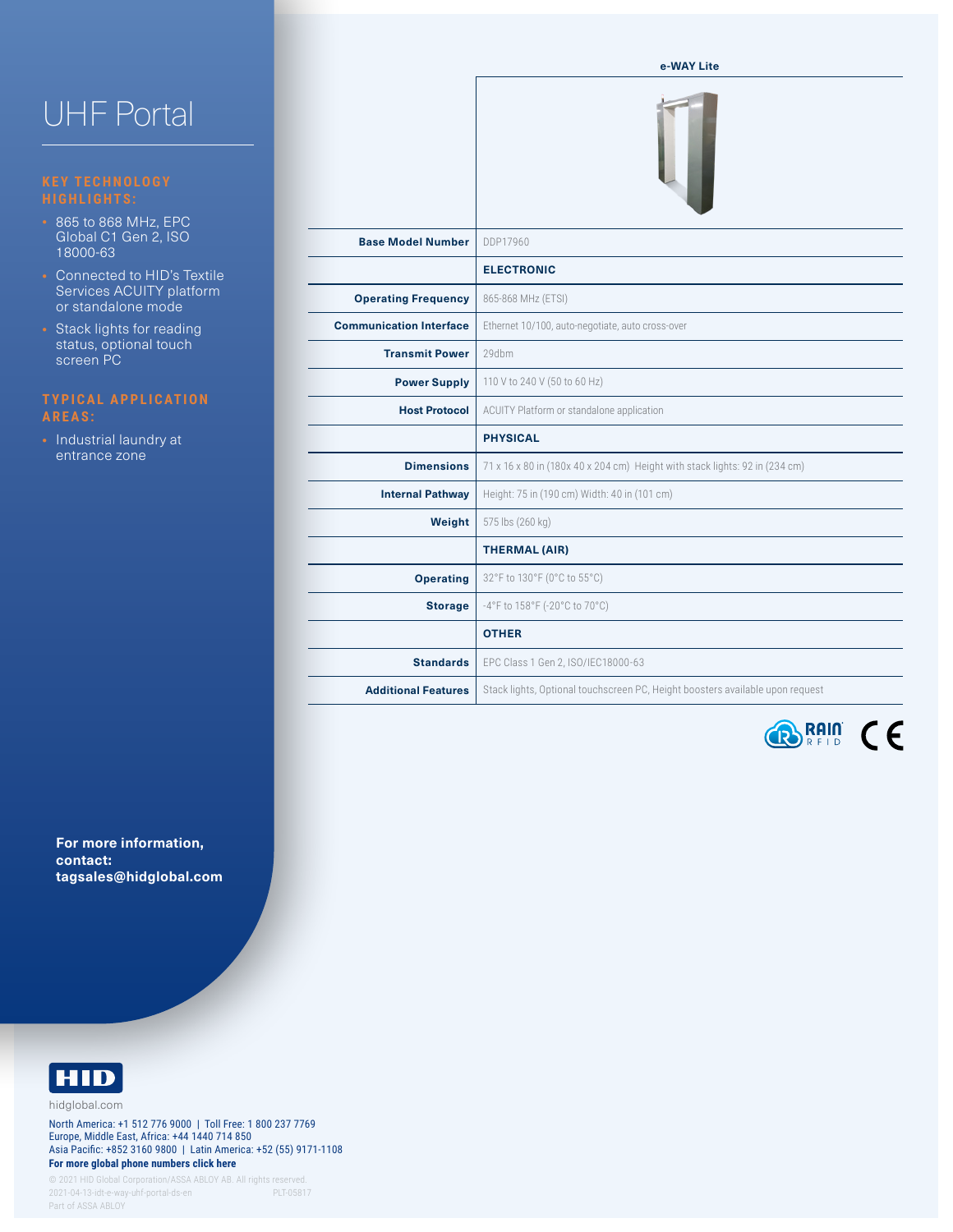# UHF Portal

**KEY TECHNOLOGY HIGHLIGHTS:**

- 865 to 868 MHz, EPC Global C1 Gen 2, ISO 18000-63
- Connected to HID's Textile Services ACUITY platform or standalone mode
- Stack lights for reading status, optional touch screen PC

**TYPICAL APPLICATION AREAS:**

- Industrial laundry at entrance zone

**For more information, contact: tagsales@hidglobal.com**

| | e-WAY Lite |
|---|---|
| **Base Model Number** | DDP17960 |
| | **ELECTRONIC** |
| **Operating Frequency** | 865-868 MHz (ETSI) |
| **Communication Interface** | Ethernet 10/100, auto-negotiate, auto cross-over |
| **Transmit Power** | 29dbm |
| **Power Supply** | 110 V to 240 V (50 to 60 Hz) |
| **Host Protocol** | ACUITY Platform or standalone application |
| | **PHYSICAL** |
| **Dimensions** | 71 x 16 x 80 in (180x 40 x 204 cm) Height with stack lights: 92 in (234 cm) |
| **Internal Pathway** | Height: 75 in (190 cm) Width: 40 in (101 cm) |
| **Weight** | 575 lbs (260 kg) |
| | **THERMAL (AIR)** |
| **Operating** | 32°F to 130°F (0°C to 55°C) |
| **Storage** | -4°F to 158°F (-20°C to 70°C) |
| | **OTHER** |
| **Standards** | EPC Class 1 Gen 2, ISO/IEC18000-63 |
| **Additional Features** | Stack lights, Optional touchscreen PC, Height boosters available upon request |

HID

hidglobal.com

North America: +1 512 776 9000 | Toll Free: 1 800 237 7769
Europe, Middle East, Africa: +44 1440 714 850
Asia Pacific: +852 3160 9800 | Latin America: +52 (55) 9171-1108
**For more global phone numbers click here**

© 2021 HID Global Corporation/ASSA ABLOY AB. All rights reserved.
2021-04-13-idt-e-way-uhf-portal-ds-en PLT-05817
Part of ASSA ABLOY